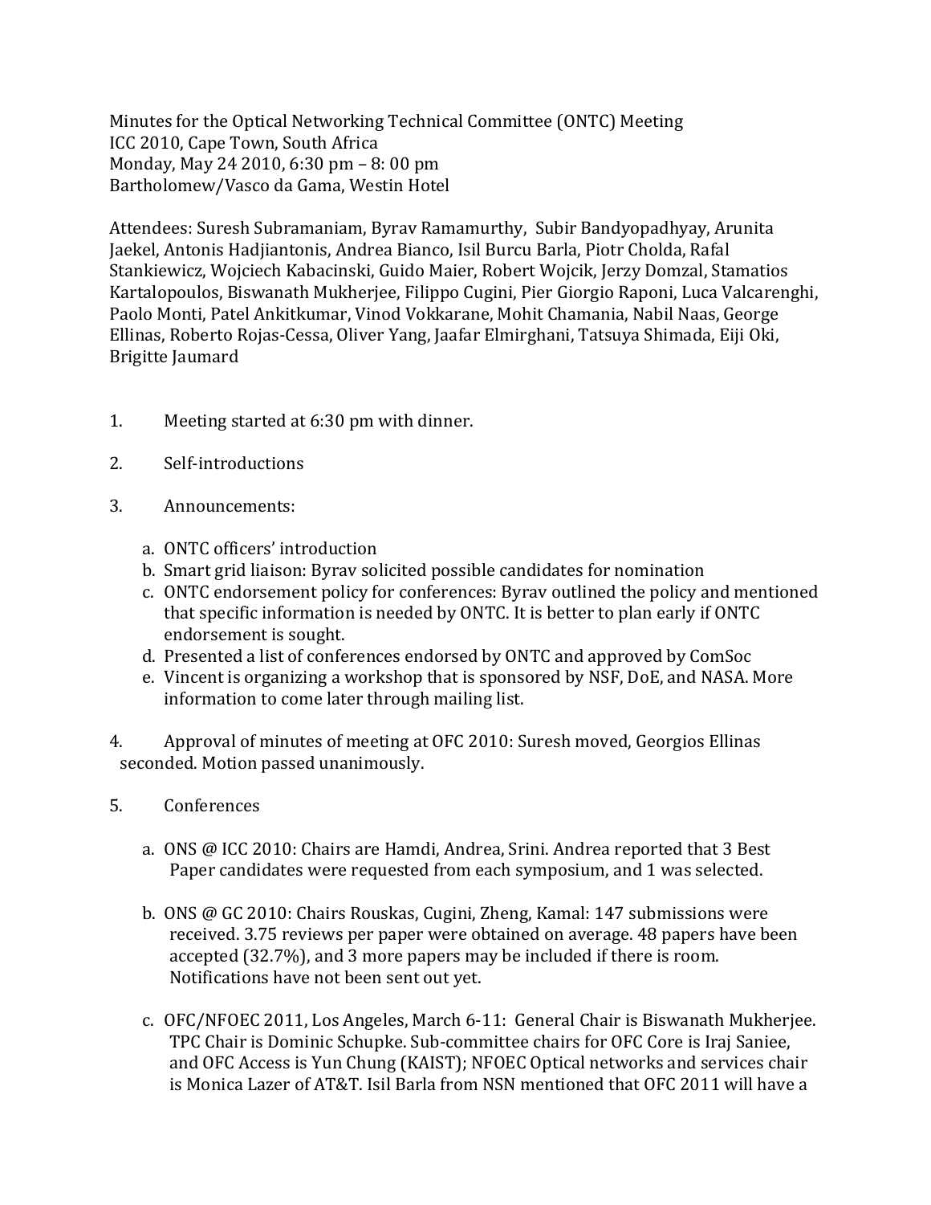Minutes for the Optical Networking Technical Committee (ONTC) Meeting
ICC 2010, Cape Town, South Africa
Monday, May 24 2010, 6:30 pm – 8: 00 pm
Bartholomew/Vasco da Gama, Westin Hotel

Attendees: Suresh Subramaniam, Byrav Ramamurthy, Subir Bandyopadhyay, Arunita Jaekel, Antonis Hadjiantonis, Andrea Bianco, Isil Burcu Barla, Piotr Cholda, Rafal Stankiewicz, Wojciech Kabacinski, Guido Maier, Robert Wojcik, Jerzy Domzal, Stamatios Kartalopoulos, Biswanath Mukherjee, Filippo Cugini, Pier Giorgio Raponi, Luca Valcarenghi, Paolo Monti, Patel Ankitkumar, Vinod Vokkarane, Mohit Chamania, Nabil Naas, George Ellinas, Roberto Rojas-Cessa, Oliver Yang, Jaafar Elmirghani, Tatsuya Shimada, Eiji Oki, Brigitte Jaumard

1. Meeting started at 6:30 pm with dinner.

2. Self-introductions

3. Announcements:

   a. ONTC officers' introduction
   b. Smart grid liaison: Byrav solicited possible candidates for nomination
   c. ONTC endorsement policy for conferences: Byrav outlined the policy and mentioned that specific information is needed by ONTC. It is better to plan early if ONTC endorsement is sought.
   d. Presented a list of conferences endorsed by ONTC and approved by ComSoc
   e. Vincent is organizing a workshop that is sponsored by NSF, DoE, and NASA. More information to come later through mailing list.

4. Approval of minutes of meeting at OFC 2010: Suresh moved, Georgios Ellinas seconded. Motion passed unanimously.

5. Conferences

   a. ONS @ ICC 2010: Chairs are Hamdi, Andrea, Srini. Andrea reported that 3 Best Paper candidates were requested from each symposium, and 1 was selected.

   b. ONS @ GC 2010: Chairs Rouskas, Cugini, Zheng, Kamal: 147 submissions were received. 3.75 reviews per paper were obtained on average. 48 papers have been accepted (32.7%), and 3 more papers may be included if there is room. Notifications have not been sent out yet.

   c. OFC/NFOEC 2011, Los Angeles, March 6-11: General Chair is Biswanath Mukherjee. TPC Chair is Dominic Schupke. Sub-committee chairs for OFC Core is Iraj Saniee, and OFC Access is Yun Chung (KAIST); NFOEC Optical networks and services chair is Monica Lazer of AT&T. Isil Barla from NSN mentioned that OFC 2011 will have a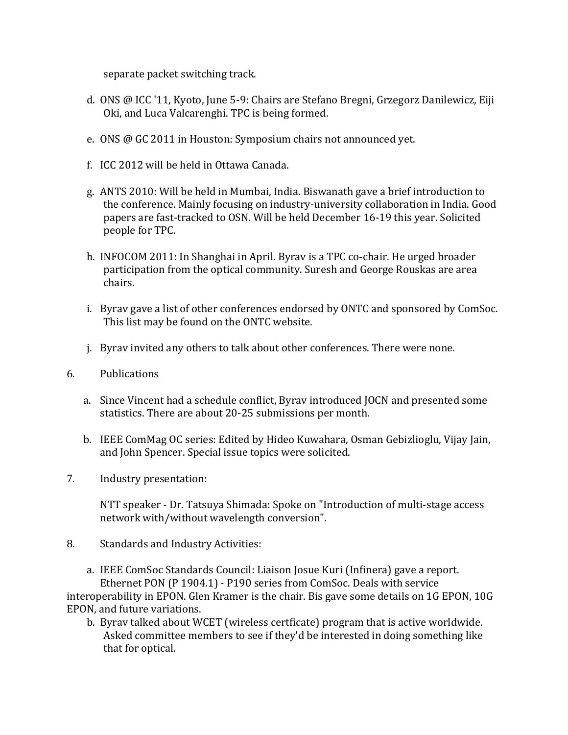separate packet switching track.

d. ONS @ ICC '11, Kyoto, June 5-9: Chairs are Stefano Bregni, Grzegorz Danilewicz, Eiji Oki, and Luca Valcarenghi. TPC is being formed.

e. ONS @ GC 2011 in Houston: Symposium chairs not announced yet.

f. ICC 2012 will be held in Ottawa Canada.

g. ANTS 2010: Will be held in Mumbai, India. Biswanath gave a brief introduction to the conference. Mainly focusing on industry-university collaboration in India. Good papers are fast-tracked to OSN. Will be held December 16-19 this year. Solicited people for TPC.

h. INFOCOM 2011: In Shanghai in April. Byrav is a TPC co-chair. He urged broader participation from the optical community. Suresh and George Rouskas are area chairs.

i. Byrav gave a list of other conferences endorsed by ONTC and sponsored by ComSoc. This list may be found on the ONTC website.

j. Byrav invited any others to talk about other conferences. There were none.

6. Publications

a. Since Vincent had a schedule conflict, Byrav introduced JOCN and presented some statistics. There are about 20-25 submissions per month.

b. IEEE ComMag OC series: Edited by Hideo Kuwahara, Osman Gebizlioglu, Vijay Jain, and John Spencer. Special issue topics were solicited.

7. Industry presentation:

NTT speaker - Dr. Tatsuya Shimada: Spoke on "Introduction of multi-stage access network with/without wavelength conversion".

8. Standards and Industry Activities:

a. IEEE ComSoc Standards Council: Liaison Josue Kuri (Infinera) gave a report. Ethernet PON (P 1904.1) - P190 series from ComSoc. Deals with service interoperability in EPON. Glen Kramer is the chair. Bis gave some details on 1G EPON, 10G EPON, and future variations.

b. Byrav talked about WCET (wireless certficate) program that is active worldwide. Asked committee members to see if they'd be interested in doing something like that for optical.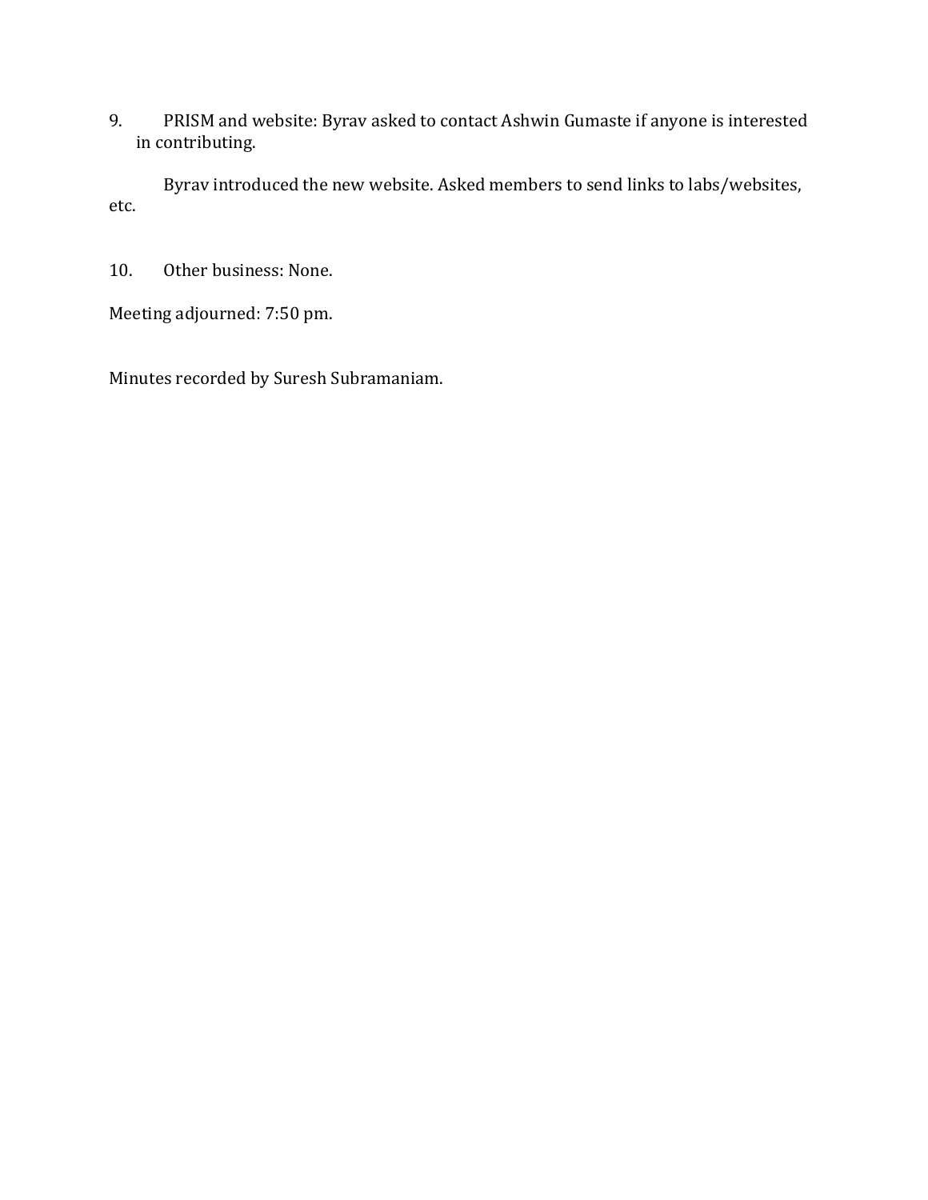9. PRISM and website: Byrav asked to contact Ashwin Gumaste if anyone is interested in contributing.

   Byrav introduced the new website. Asked members to send links to labs/websites, etc.

10. Other business: None.

Meeting adjourned: 7:50 pm.

Minutes recorded by Suresh Subramaniam.